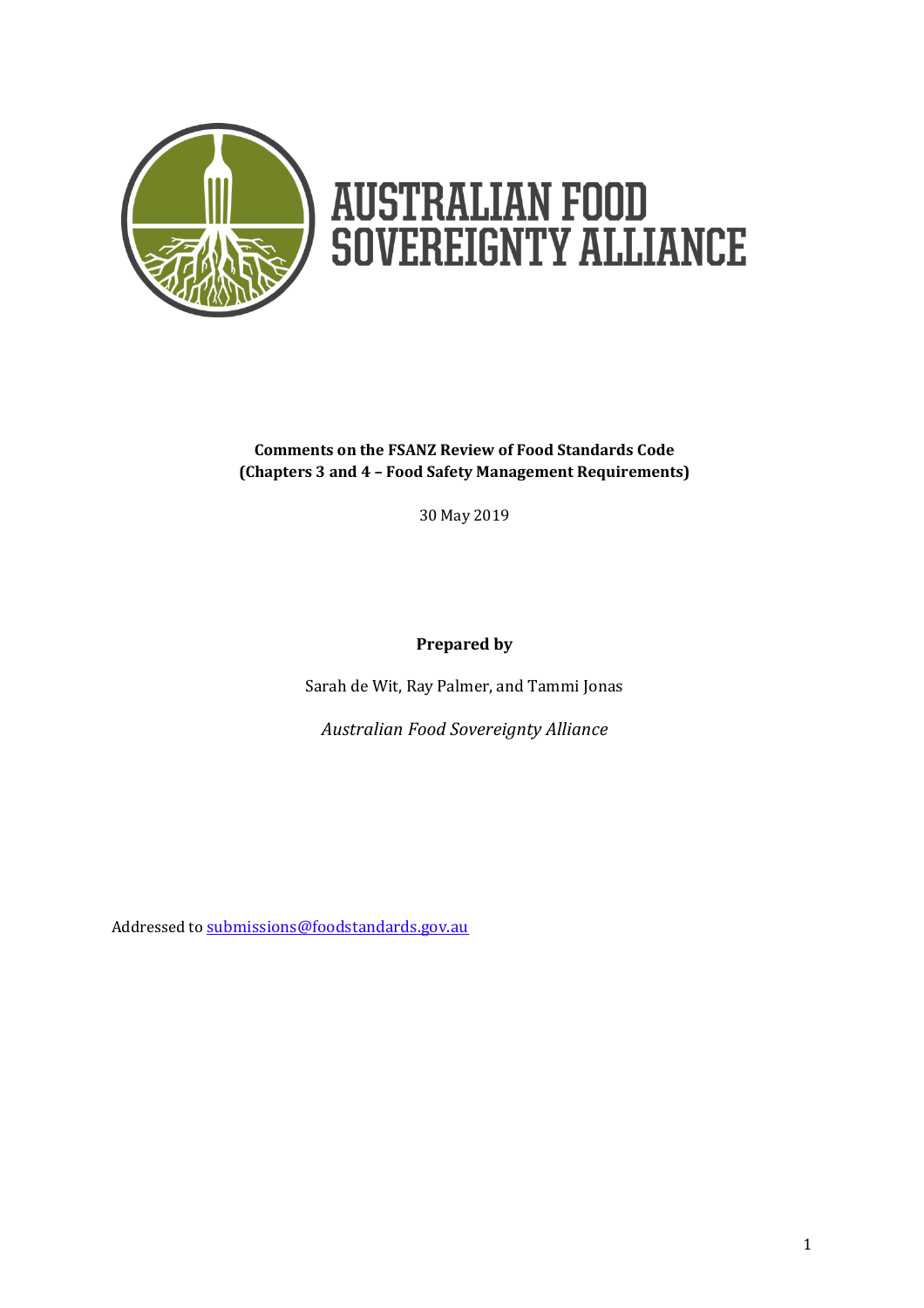# AUSTRALIAN FOOD SOVEREIGNTY ALLIANCE

**Comments on the FSANZ Review of Food Standards Code (Chapters 3 and 4 – Food Safety Management Requirements)**

30 May 2019

**Prepared by**

Sarah de Wit, Ray Palmer, and Tammi Jonas

*Australian Food Sovereignty Alliance*

Addressed to [submissions@foodstandards.gov.au](mailto:submissions@foodstandards.gov.au)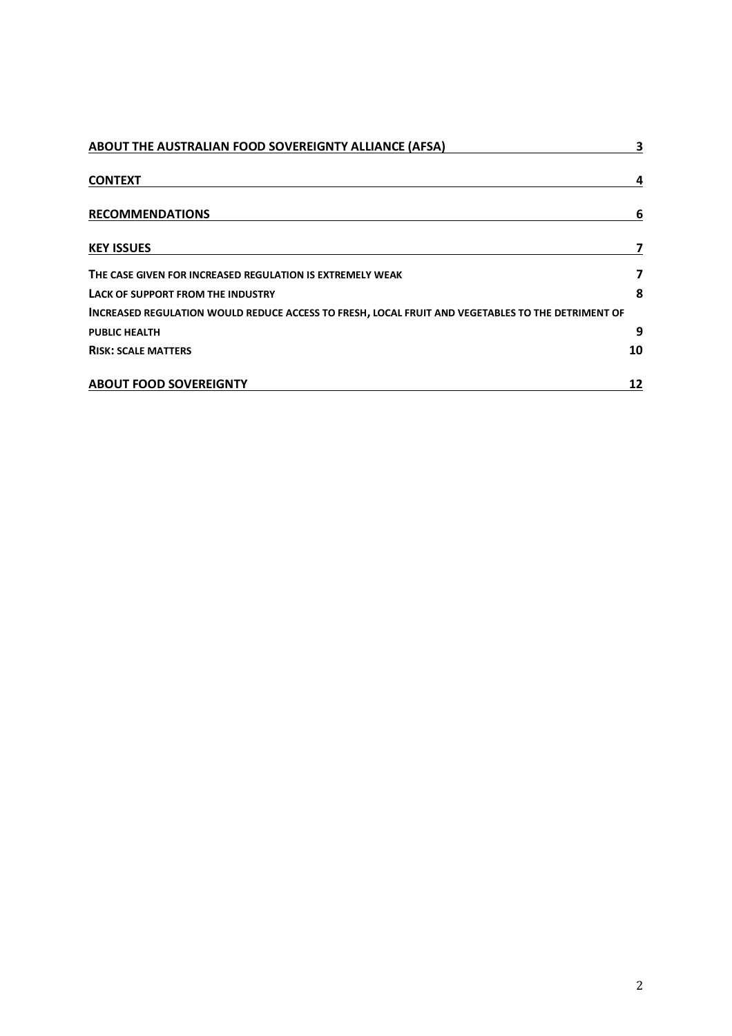| | |
|---|---|
| **ABOUT THE AUSTRALIAN FOOD SOVEREIGNTY ALLIANCE (AFSA)** | **3** |
| **CONTEXT** | **4** |
| **RECOMMENDATIONS** | **6** |
| **KEY ISSUES** | **7** |
| **THE CASE GIVEN FOR INCREASED REGULATION IS EXTREMELY WEAK** | **7** |
| **LACK OF SUPPORT FROM THE INDUSTRY** | **8** |
| **INCREASED REGULATION WOULD REDUCE ACCESS TO FRESH, LOCAL FRUIT AND VEGETABLES TO THE DETRIMENT OF PUBLIC HEALTH** | **9** |
| **RISK: SCALE MATTERS** | **10** |
| **ABOUT FOOD SOVEREIGNTY** | **12** |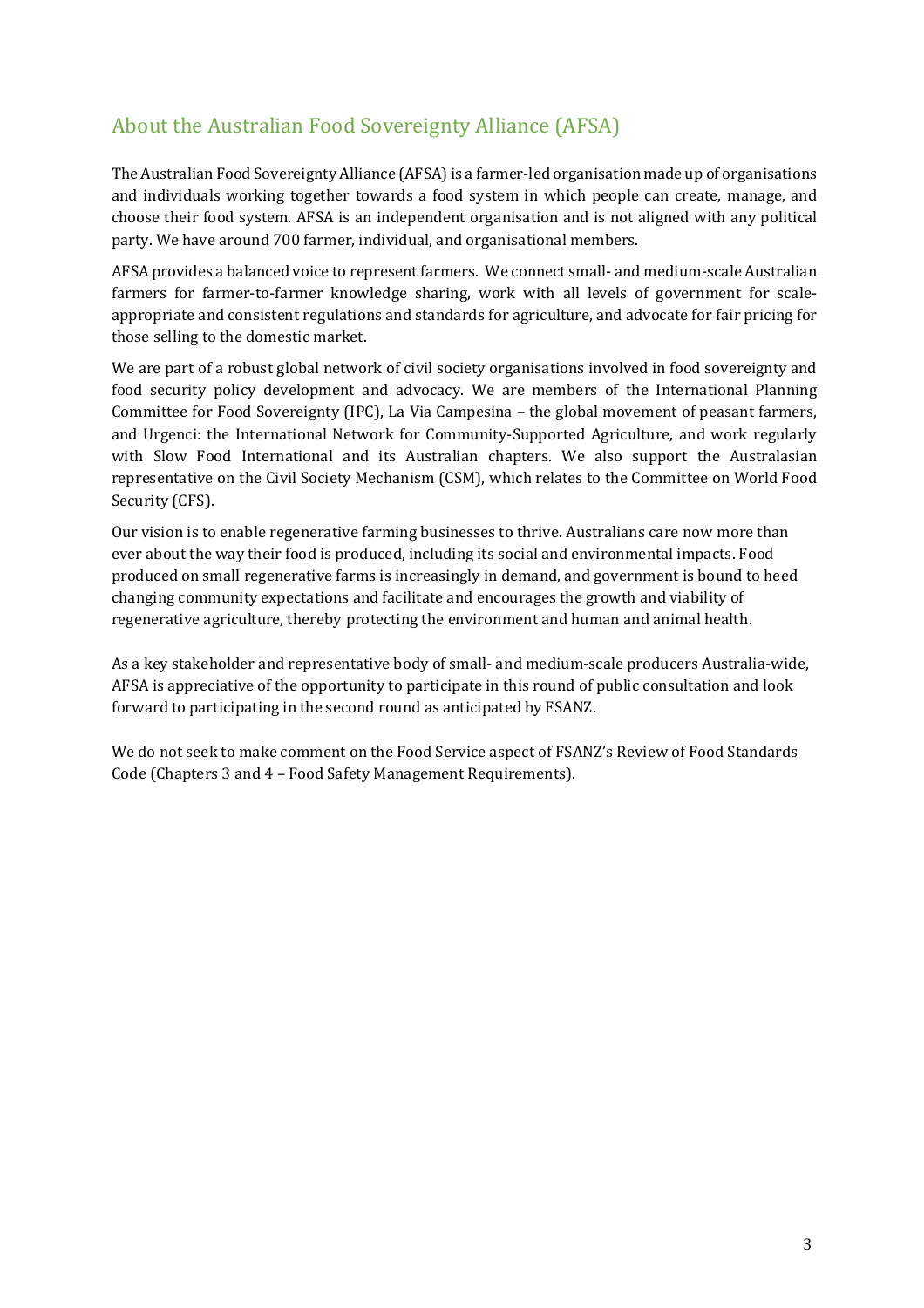## About the Australian Food Sovereignty Alliance (AFSA)

The Australian Food Sovereignty Alliance (AFSA) is a farmer-led organisation made up of organisations and individuals working together towards a food system in which people can create, manage, and choose their food system. AFSA is an independent organisation and is not aligned with any political party. We have around 700 farmer, individual, and organisational members.

AFSA provides a balanced voice to represent farmers. We connect small- and medium-scale Australian farmers for farmer-to-farmer knowledge sharing, work with all levels of government for scale-appropriate and consistent regulations and standards for agriculture, and advocate for fair pricing for those selling to the domestic market.

We are part of a robust global network of civil society organisations involved in food sovereignty and food security policy development and advocacy. We are members of the International Planning Committee for Food Sovereignty (IPC), La Via Campesina – the global movement of peasant farmers, and Urgenci: the International Network for Community-Supported Agriculture, and work regularly with Slow Food International and its Australian chapters. We also support the Australasian representative on the Civil Society Mechanism (CSM), which relates to the Committee on World Food Security (CFS).

Our vision is to enable regenerative farming businesses to thrive. Australians care now more than ever about the way their food is produced, including its social and environmental impacts. Food produced on small regenerative farms is increasingly in demand, and government is bound to heed changing community expectations and facilitate and encourages the growth and viability of regenerative agriculture, thereby protecting the environment and human and animal health.

As a key stakeholder and representative body of small- and medium-scale producers Australia-wide, AFSA is appreciative of the opportunity to participate in this round of public consultation and look forward to participating in the second round as anticipated by FSANZ.

We do not seek to make comment on the Food Service aspect of FSANZ's Review of Food Standards Code (Chapters 3 and 4 – Food Safety Management Requirements).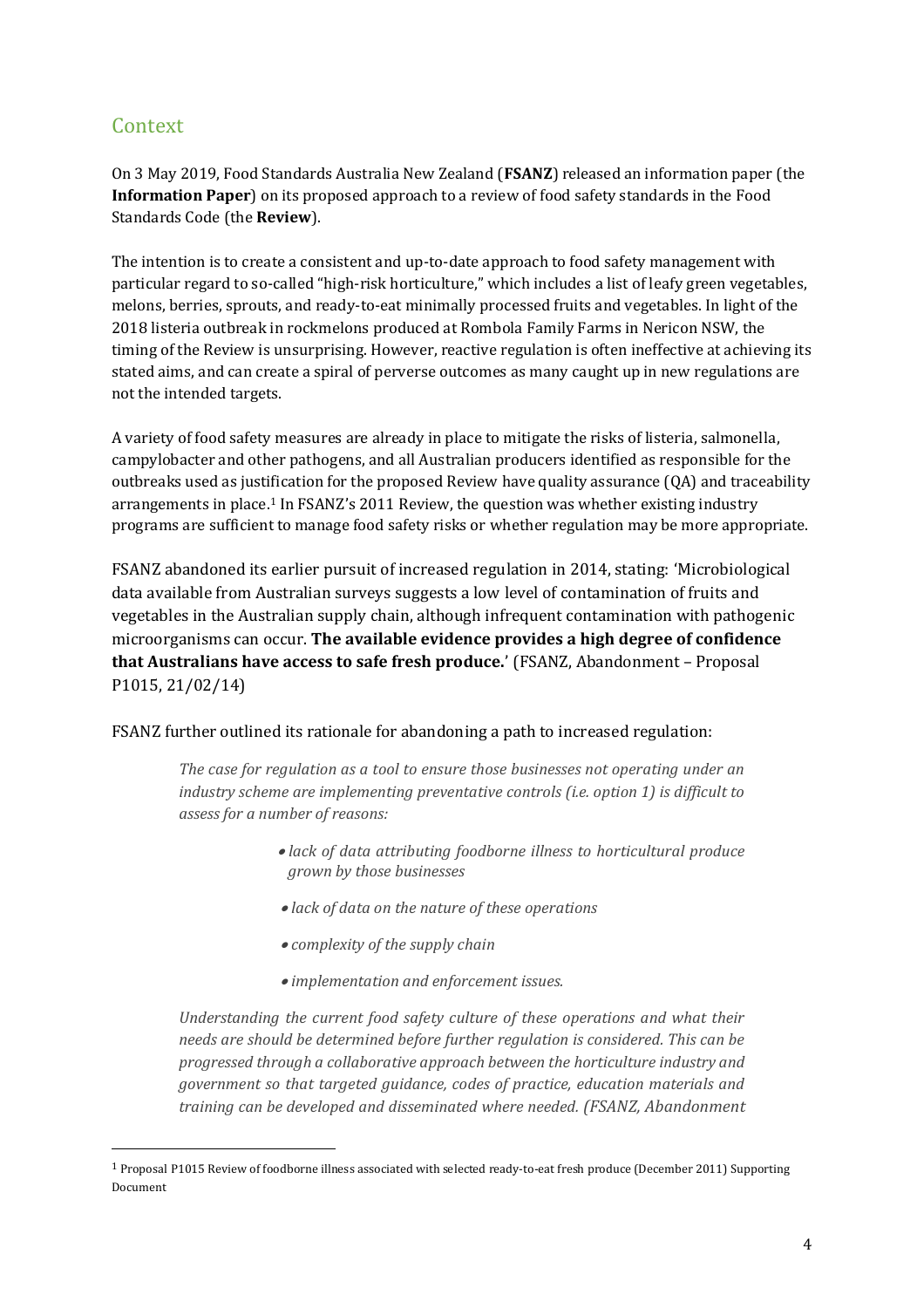## Context

On 3 May 2019, Food Standards Australia New Zealand (**FSANZ**) released an information paper (the **Information Paper**) on its proposed approach to a review of food safety standards in the Food Standards Code (the **Review**).

The intention is to create a consistent and up-to-date approach to food safety management with particular regard to so-called "high-risk horticulture," which includes a list of leafy green vegetables, melons, berries, sprouts, and ready-to-eat minimally processed fruits and vegetables. In light of the 2018 listeria outbreak in rockmelons produced at Rombola Family Farms in Nericon NSW, the timing of the Review is unsurprising. However, reactive regulation is often ineffective at achieving its stated aims, and can create a spiral of perverse outcomes as many caught up in new regulations are not the intended targets.

A variety of food safety measures are already in place to mitigate the risks of listeria, salmonella, campylobacter and other pathogens, and all Australian producers identified as responsible for the outbreaks used as justification for the proposed Review have quality assurance (QA) and traceability arrangements in place.[1] In FSANZ's 2011 Review, the question was whether existing industry programs are sufficient to manage food safety risks or whether regulation may be more appropriate.

FSANZ abandoned its earlier pursuit of increased regulation in 2014, stating: 'Microbiological data available from Australian surveys suggests a low level of contamination of fruits and vegetables in the Australian supply chain, although infrequent contamination with pathogenic microorganisms can occur. **The available evidence provides a high degree of confidence that Australians have access to safe fresh produce.**' (FSANZ, Abandonment – Proposal P1015, 21/02/14)

FSANZ further outlined its rationale for abandoning a path to increased regulation:

> *The case for regulation as a tool to ensure those businesses not operating under an industry scheme are implementing preventative controls (i.e. option 1) is difficult to assess for a number of reasons:*
>
> - *lack of data attributing foodborne illness to horticultural produce grown by those businesses*
> - *lack of data on the nature of these operations*
> - *complexity of the supply chain*
> - *implementation and enforcement issues.*
>
> *Understanding the current food safety culture of these operations and what their needs are should be determined before further regulation is considered. This can be progressed through a collaborative approach between the horticulture industry and government so that targeted guidance, codes of practice, education materials and training can be developed and disseminated where needed. (FSANZ, Abandonment*

[1] Proposal P1015 Review of foodborne illness associated with selected ready-to-eat fresh produce (December 2011) Supporting Document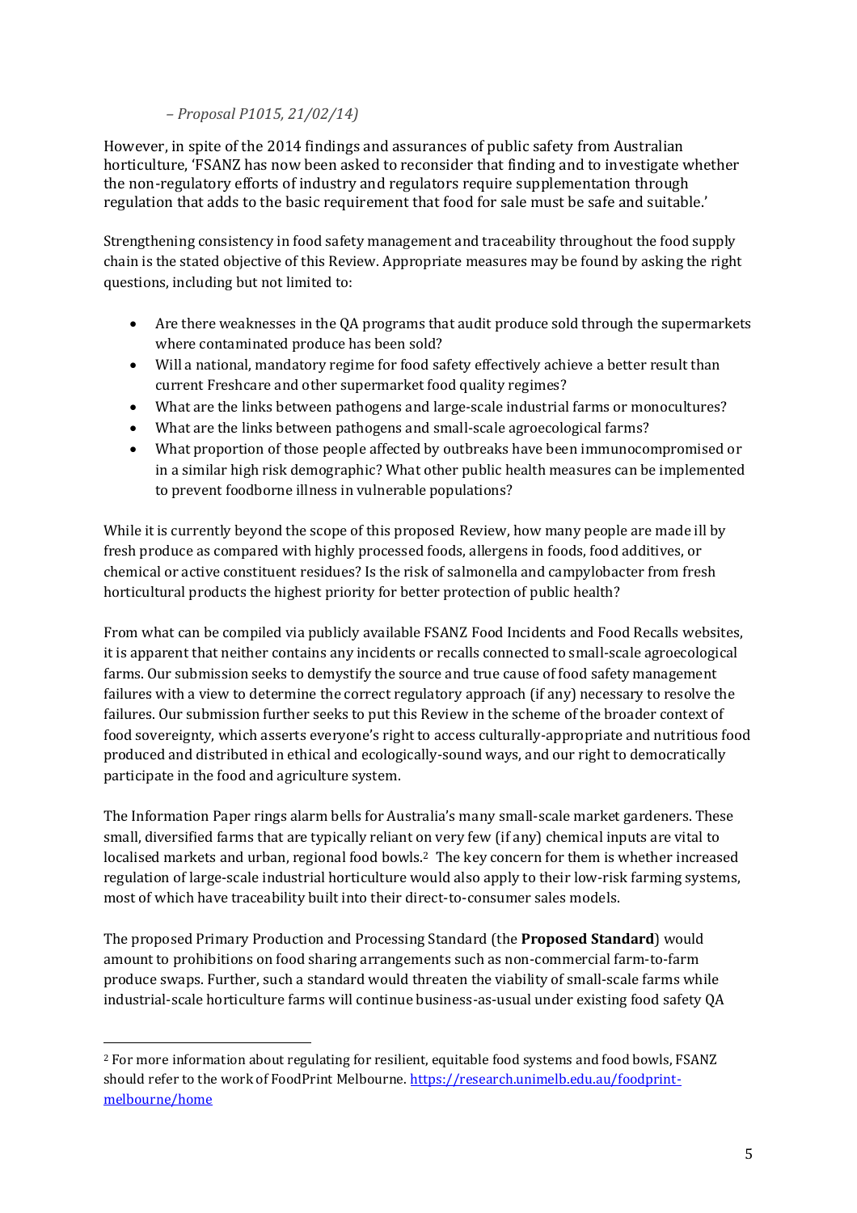*– Proposal P1015, 21/02/14)*

However, in spite of the 2014 findings and assurances of public safety from Australian horticulture, 'FSANZ has now been asked to reconsider that finding and to investigate whether the non-regulatory efforts of industry and regulators require supplementation through regulation that adds to the basic requirement that food for sale must be safe and suitable.'

Strengthening consistency in food safety management and traceability throughout the food supply chain is the stated objective of this Review. Appropriate measures may be found by asking the right questions, including but not limited to:

- Are there weaknesses in the QA programs that audit produce sold through the supermarkets where contaminated produce has been sold?
- Will a national, mandatory regime for food safety effectively achieve a better result than current Freshcare and other supermarket food quality regimes?
- What are the links between pathogens and large-scale industrial farms or monocultures?
- What are the links between pathogens and small-scale agroecological farms?
- What proportion of those people affected by outbreaks have been immunocompromised or in a similar high risk demographic? What other public health measures can be implemented to prevent foodborne illness in vulnerable populations?

While it is currently beyond the scope of this proposed Review, how many people are made ill by fresh produce as compared with highly processed foods, allergens in foods, food additives, or chemical or active constituent residues? Is the risk of salmonella and campylobacter from fresh horticultural products the highest priority for better protection of public health?

From what can be compiled via publicly available FSANZ Food Incidents and Food Recalls websites, it is apparent that neither contains any incidents or recalls connected to small-scale agroecological farms. Our submission seeks to demystify the source and true cause of food safety management failures with a view to determine the correct regulatory approach (if any) necessary to resolve the failures. Our submission further seeks to put this Review in the scheme of the broader context of food sovereignty, which asserts everyone's right to access culturally-appropriate and nutritious food produced and distributed in ethical and ecologically-sound ways, and our right to democratically participate in the food and agriculture system.

The Information Paper rings alarm bells for Australia's many small-scale market gardeners. These small, diversified farms that are typically reliant on very few (if any) chemical inputs are vital to localised markets and urban, regional food bowls.[2] The key concern for them is whether increased regulation of large-scale industrial horticulture would also apply to their low-risk farming systems, most of which have traceability built into their direct-to-consumer sales models.

The proposed Primary Production and Processing Standard (the **Proposed Standard**) would amount to prohibitions on food sharing arrangements such as non-commercial farm-to-farm produce swaps. Further, such a standard would threaten the viability of small-scale farms while industrial-scale horticulture farms will continue business-as-usual under existing food safety QA

---

[2] For more information about regulating for resilient, equitable food systems and food bowls, FSANZ should refer to the work of FoodPrint Melbourne. https://research.unimelb.edu.au/foodprint-melbourne/home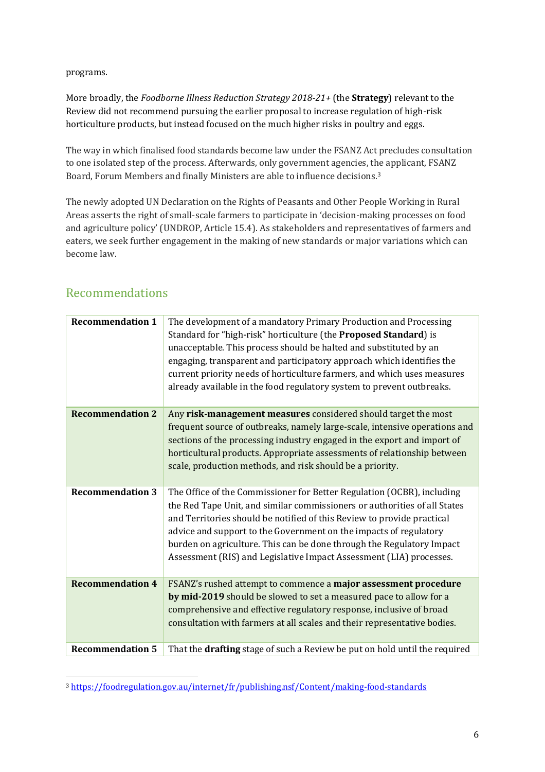programs.

More broadly, the *Foodborne Illness Reduction Strategy 2018-21+* (the **Strategy**) relevant to the Review did not recommend pursuing the earlier proposal to increase regulation of high-risk horticulture products, but instead focused on the much higher risks in poultry and eggs.

The way in which finalised food standards become law under the FSANZ Act precludes consultation to one isolated step of the process. Afterwards, only government agencies, the applicant, FSANZ Board, Forum Members and finally Ministers are able to influence decisions.[3]

The newly adopted UN Declaration on the Rights of Peasants and Other People Working in Rural Areas asserts the right of small-scale farmers to participate in 'decision-making processes on food and agriculture policy' (UNDROP, Article 15.4). As stakeholders and representatives of farmers and eaters, we seek further engagement in the making of new standards or major variations which can become law.

## Recommendations

| | |
|---|---|
| **Recommendation 1** | The development of a mandatory Primary Production and Processing Standard for "high-risk" horticulture (the **Proposed Standard**) is unacceptable. This process should be halted and substituted by an engaging, transparent and participatory approach which identifies the current priority needs of horticulture farmers, and which uses measures already available in the food regulatory system to prevent outbreaks. |
| **Recommendation 2** | Any **risk-management measures** considered should target the most frequent source of outbreaks, namely large-scale, intensive operations and sections of the processing industry engaged in the export and import of horticultural products. Appropriate assessments of relationship between scale, production methods, and risk should be a priority. |
| **Recommendation 3** | The Office of the Commissioner for Better Regulation (OCBR), including the Red Tape Unit, and similar commissioners or authorities of all States and Territories should be notified of this Review to provide practical advice and support to the Government on the impacts of regulatory burden on agriculture. This can be done through the Regulatory Impact Assessment (RIS) and Legislative Impact Assessment (LIA) processes. |
| **Recommendation 4** | FSANZ's rushed attempt to commence a **major assessment procedure by mid-2019** should be slowed to set a measured pace to allow for a comprehensive and effective regulatory response, inclusive of broad consultation with farmers at all scales and their representative bodies. |
| **Recommendation 5** | That the **drafting** stage of such a Review be put on hold until the required |

[3] https://foodregulation.gov.au/internet/fr/publishing.nsf/Content/making-food-standards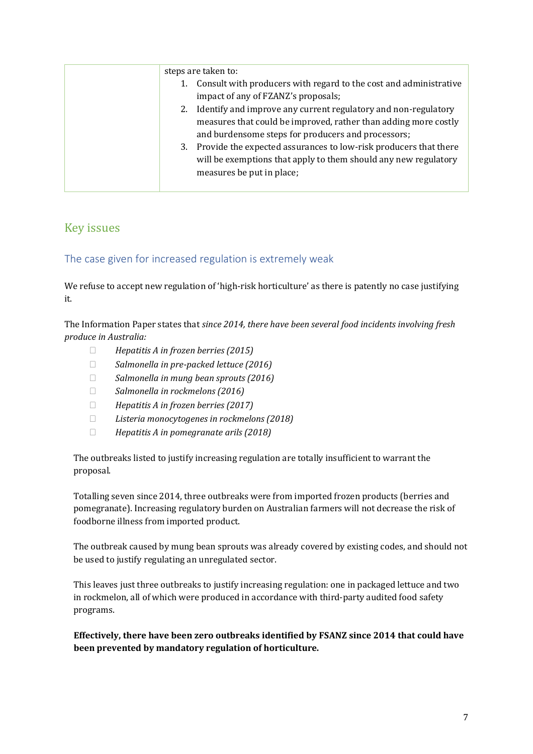| | steps are taken to:<br>1. Consult with producers with regard to the cost and administrative impact of any of FZANZ's proposals;<br>2. Identify and improve any current regulatory and non-regulatory measures that could be improved, rather than adding more costly and burdensome steps for producers and processors;<br>3. Provide the expected assurances to low-risk producers that there will be exemptions that apply to them should any new regulatory measures be put in place; |
|---|---|

## Key issues

### The case given for increased regulation is extremely weak

We refuse to accept new regulation of 'high-risk horticulture' as there is patently no case justifying it.

The Information Paper states that *since 2014, there have been several food incidents involving fresh produce in Australia:*

- *Hepatitis A in frozen berries (2015)*
- *Salmonella in pre-packed lettuce (2016)*
- *Salmonella in mung bean sprouts (2016)*
- *Salmonella in rockmelons (2016)*
- *Hepatitis A in frozen berries (2017)*
- *Listeria monocytogenes in rockmelons (2018)*
- *Hepatitis A in pomegranate arils (2018)*

The outbreaks listed to justify increasing regulation are totally insufficient to warrant the proposal.

Totalling seven since 2014, three outbreaks were from imported frozen products (berries and pomegranate). Increasing regulatory burden on Australian farmers will not decrease the risk of foodborne illness from imported product.

The outbreak caused by mung bean sprouts was already covered by existing codes, and should not be used to justify regulating an unregulated sector.

This leaves just three outbreaks to justify increasing regulation: one in packaged lettuce and two in rockmelon, all of which were produced in accordance with third-party audited food safety programs.

**Effectively, there have been zero outbreaks identified by FSANZ since 2014 that could have been prevented by mandatory regulation of horticulture.**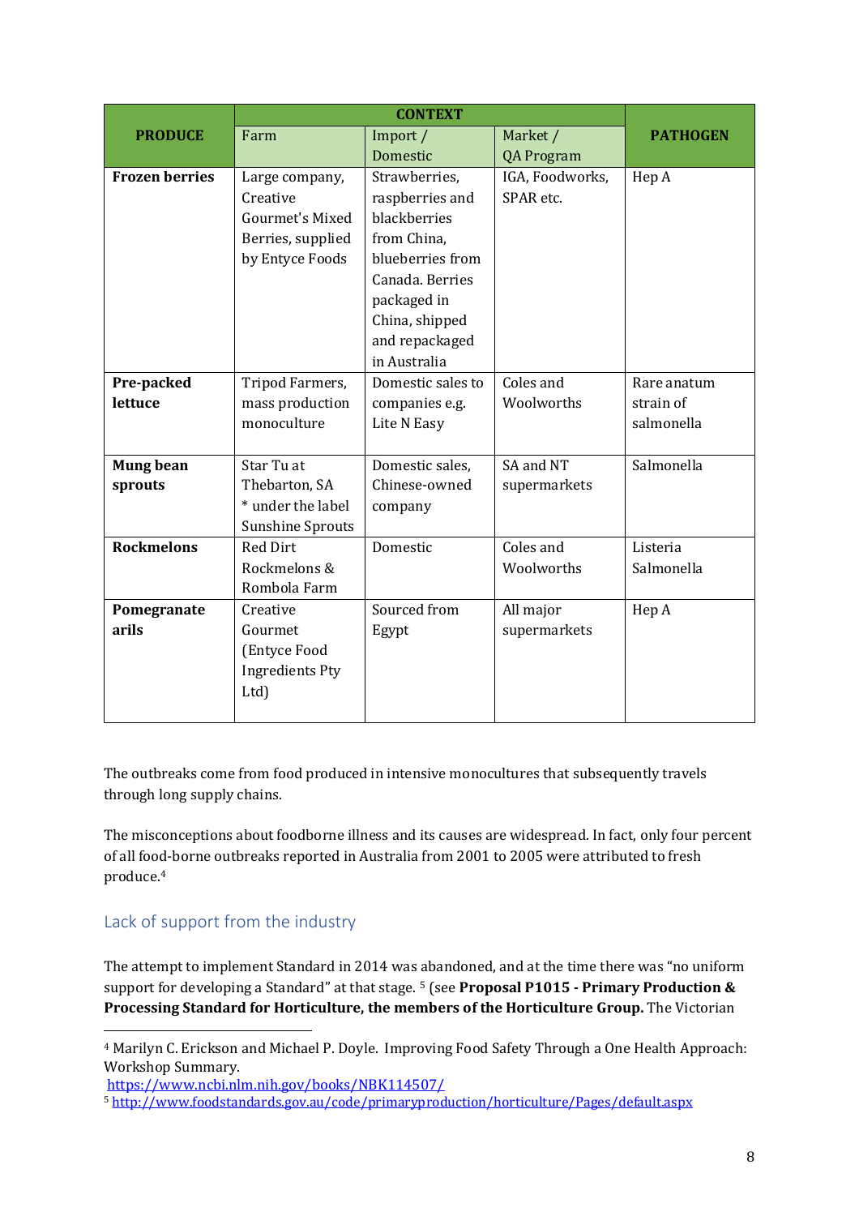| PRODUCE | CONTEXT | | | PATHOGEN |
|---|---|---|---|---|
| | Farm | Import / Domestic | Market / QA Program | |
| **Frozen berries** | Large company, Creative Gourmet's Mixed Berries, supplied by Entyce Foods | Strawberries, raspberries and blackberries from China, blueberries from Canada. Berries packaged in China, shipped and repackaged in Australia | IGA, Foodworks, SPAR etc. | Hep A |
| **Pre-packed lettuce** | Tripod Farmers, mass production monoculture | Domestic sales to companies e.g. Lite N Easy | Coles and Woolworths | Rare anatum strain of salmonella |
| **Mung bean sprouts** | Star Tu at Thebarton, SA * under the label Sunshine Sprouts | Domestic sales, Chinese-owned company | SA and NT supermarkets | Salmonella |
| **Rockmelons** | Red Dirt Rockmelons & Rombola Farm | Domestic | Coles and Woolworths | Listeria Salmonella |
| **Pomegranate arils** | Creative Gourmet (Entyce Food Ingredients Pty Ltd) | Sourced from Egypt | All major supermarkets | Hep A |

The outbreaks come from food produced in intensive monocultures that subsequently travels through long supply chains.

The misconceptions about foodborne illness and its causes are widespread. In fact, only four percent of all food-borne outbreaks reported in Australia from 2001 to 2005 were attributed to fresh produce.[4]

## Lack of support from the industry

The attempt to implement Standard in 2014 was abandoned, and at the time there was "no uniform support for developing a Standard" at that stage. [5] (see **Proposal P1015 - Primary Production & Processing Standard for Horticulture, the members of the Horticulture Group.** The Victorian

---

[4] Marilyn C. Erickson and Michael P. Doyle. Improving Food Safety Through a One Health Approach: Workshop Summary. https://www.ncbi.nlm.nih.gov/books/NBK114507/

[5] http://www.foodstandards.gov.au/code/primaryproduction/horticulture/Pages/default.aspx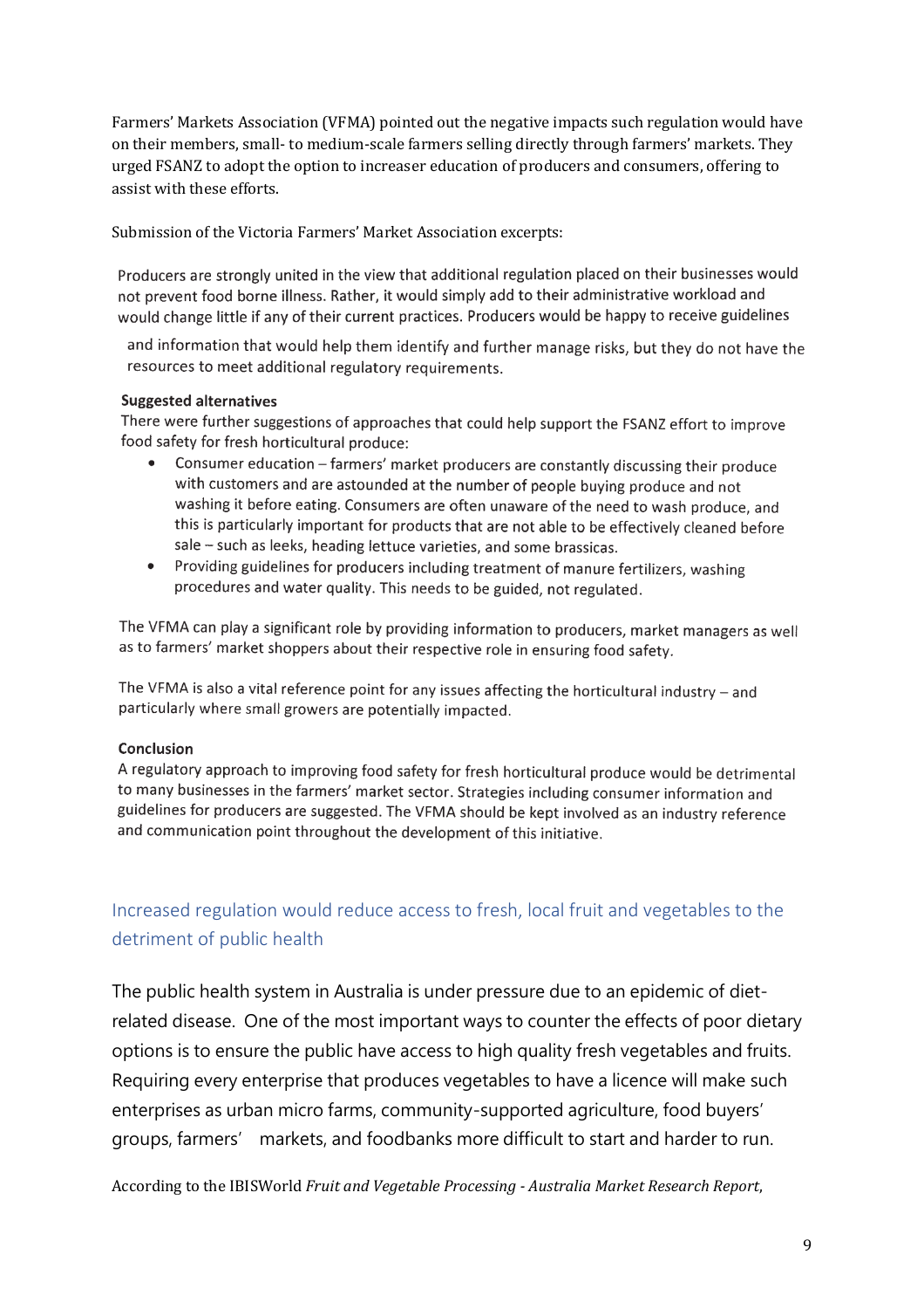Farmers' Markets Association (VFMA) pointed out the negative impacts such regulation would have on their members, small- to medium-scale farmers selling directly through farmers' markets. They urged FSANZ to adopt the option to increaser education of producers and consumers, offering to assist with these efforts.

Submission of the Victoria Farmers' Market Association excerpts:

> Producers are strongly united in the view that additional regulation placed on their businesses would not prevent food borne illness. Rather, it would simply add to their administrative workload and would change little if any of their current practices. Producers would be happy to receive guidelines and information that would help them identify and further manage risks, but they do not have the resources to meet additional regulatory requirements.
>
> **Suggested alternatives**
>
> There were further suggestions of approaches that could help support the FSANZ effort to improve food safety for fresh horticultural produce:
>
> - Consumer education – farmers' market producers are constantly discussing their produce with customers and are astounded at the number of people buying produce and not washing it before eating. Consumers are often unaware of the need to wash produce, and this is particularly important for products that are not able to be effectively cleaned before sale – such as leeks, heading lettuce varieties, and some brassicas.
> - Providing guidelines for producers including treatment of manure fertilizers, washing procedures and water quality. This needs to be guided, not regulated.
>
> The VFMA can play a significant role by providing information to producers, market managers as well as to farmers' market shoppers about their respective role in ensuring food safety.
>
> The VFMA is also a vital reference point for any issues affecting the horticultural industry – and particularly where small growers are potentially impacted.
>
> **Conclusion**
>
> A regulatory approach to improving food safety for fresh horticultural produce would be detrimental to many businesses in the farmers' market sector. Strategies including consumer information and guidelines for producers are suggested. The VFMA should be kept involved as an industry reference and communication point throughout the development of this initiative.

## Increased regulation would reduce access to fresh, local fruit and vegetables to the detriment of public health

The public health system in Australia is under pressure due to an epidemic of diet-related disease. One of the most important ways to counter the effects of poor dietary options is to ensure the public have access to high quality fresh vegetables and fruits. Requiring every enterprise that produces vegetables to have a licence will make such enterprises as urban micro farms, community-supported agriculture, food buyers' groups, farmers' markets, and foodbanks more difficult to start and harder to run.

According to the IBISWorld *Fruit and Vegetable Processing - Australia Market Research Report*,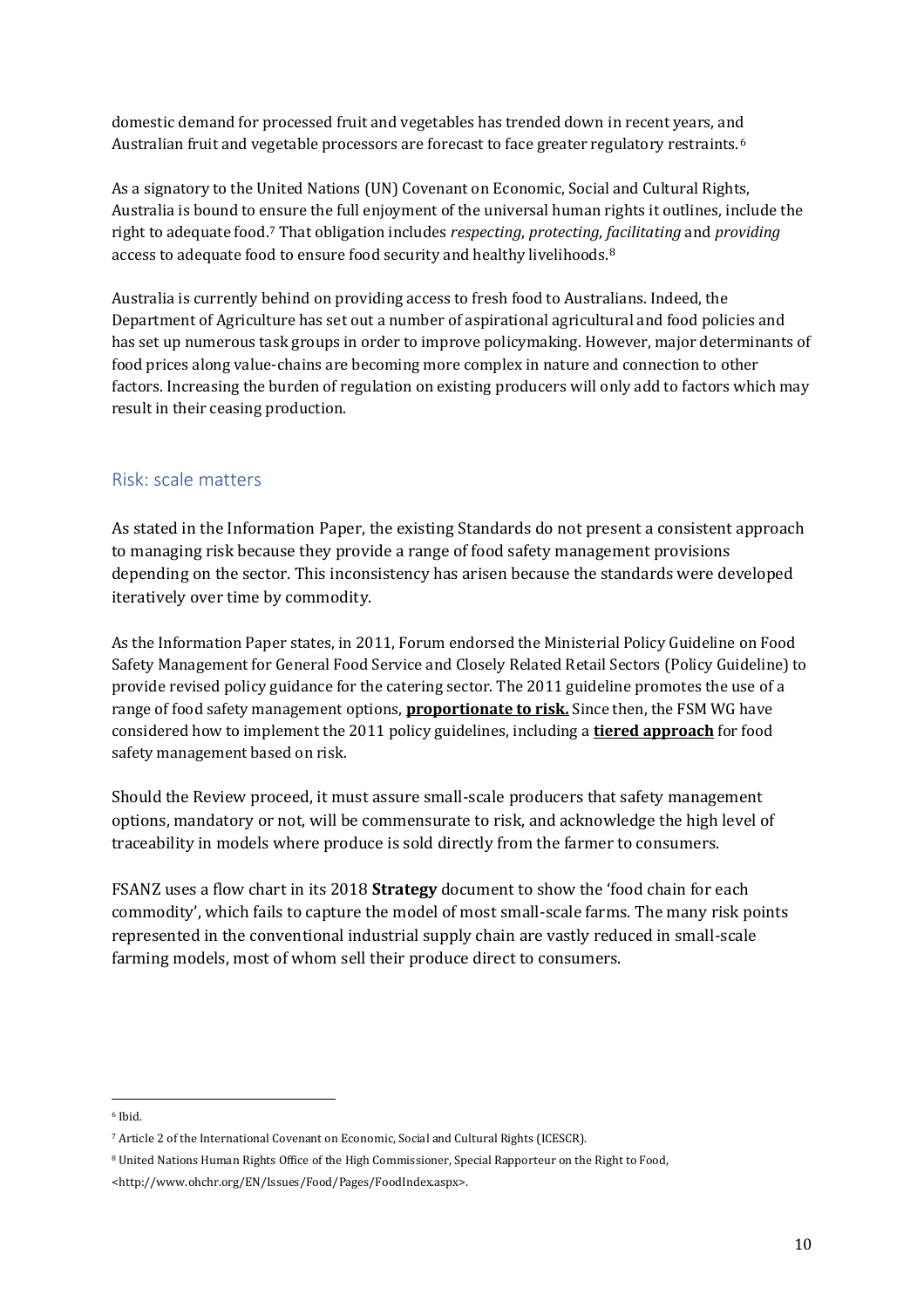domestic demand for processed fruit and vegetables has trended down in recent years, and Australian fruit and vegetable processors are forecast to face greater regulatory restraints.[6]

As a signatory to the United Nations (UN) Covenant on Economic, Social and Cultural Rights, Australia is bound to ensure the full enjoyment of the universal human rights it outlines, include the right to adequate food.[7] That obligation includes *respecting*, *protecting*, *facilitating* and *providing* access to adequate food to ensure food security and healthy livelihoods.[8]

Australia is currently behind on providing access to fresh food to Australians. Indeed, the Department of Agriculture has set out a number of aspirational agricultural and food policies and has set up numerous task groups in order to improve policymaking. However, major determinants of food prices along value-chains are becoming more complex in nature and connection to other factors. Increasing the burden of regulation on existing producers will only add to factors which may result in their ceasing production.

## Risk: scale matters

As stated in the Information Paper, the existing Standards do not present a consistent approach to managing risk because they provide a range of food safety management provisions depending on the sector. This inconsistency has arisen because the standards were developed iteratively over time by commodity.

As the Information Paper states, in 2011, Forum endorsed the Ministerial Policy Guideline on Food Safety Management for General Food Service and Closely Related Retail Sectors (Policy Guideline) to provide revised policy guidance for the catering sector. The 2011 guideline promotes the use of a range of food safety management options, **proportionate to risk.** Since then, the FSM WG have considered how to implement the 2011 policy guidelines, including a **tiered approach** for food safety management based on risk.

Should the Review proceed, it must assure small-scale producers that safety management options, mandatory or not, will be commensurate to risk, and acknowledge the high level of traceability in models where produce is sold directly from the farmer to consumers.

FSANZ uses a flow chart in its 2018 **Strategy** document to show the 'food chain for each commodity', which fails to capture the model of most small-scale farms. The many risk points represented in the conventional industrial supply chain are vastly reduced in small-scale farming models, most of whom sell their produce direct to consumers.

---

[6] Ibid.

[7] Article 2 of the International Covenant on Economic, Social and Cultural Rights (ICESCR).

[8] United Nations Human Rights Office of the High Commissioner, Special Rapporteur on the Right to Food, <http://www.ohchr.org/EN/Issues/Food/Pages/FoodIndex.aspx>.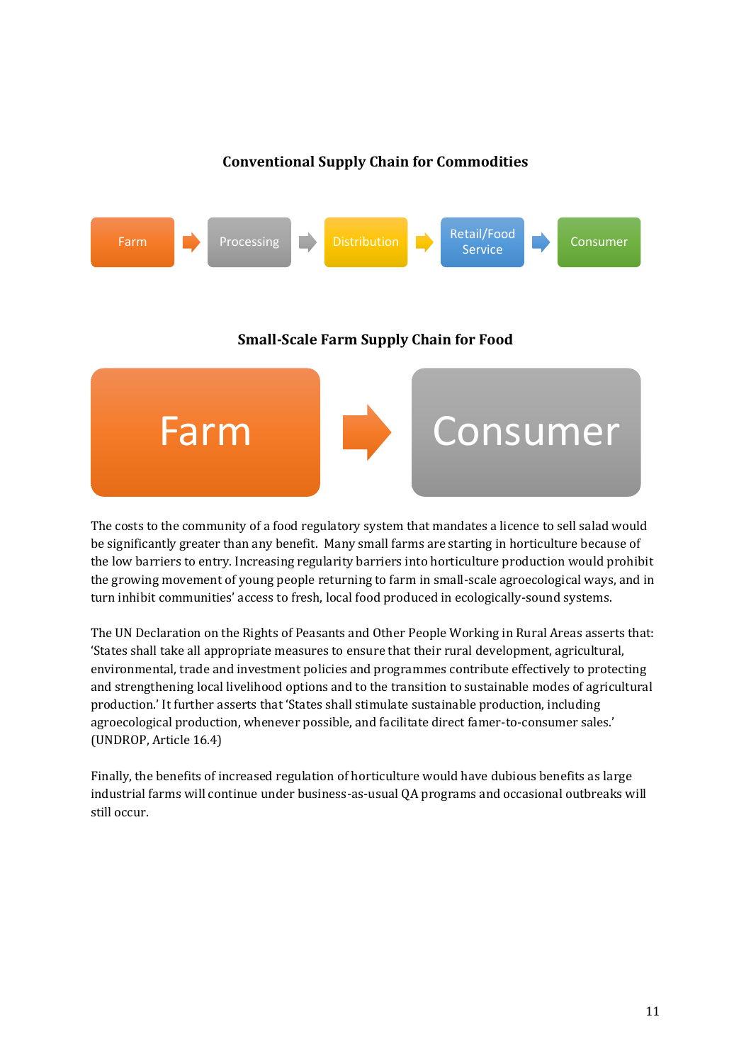**Conventional Supply Chain for Commodities**

Farm → Processing → Distribution → Retail/Food Service → Consumer

**Small-Scale Farm Supply Chain for Food**

Farm → Consumer

The costs to the community of a food regulatory system that mandates a licence to sell salad would be significantly greater than any benefit. Many small farms are starting in horticulture because of the low barriers to entry. Increasing regularity barriers into horticulture production would prohibit the growing movement of young people returning to farm in small-scale agroecological ways, and in turn inhibit communities' access to fresh, local food produced in ecologically-sound systems.

The UN Declaration on the Rights of Peasants and Other People Working in Rural Areas asserts that: 'States shall take all appropriate measures to ensure that their rural development, agricultural, environmental, trade and investment policies and programmes contribute effectively to protecting and strengthening local livelihood options and to the transition to sustainable modes of agricultural production.' It further asserts that 'States shall stimulate sustainable production, including agroecological production, whenever possible, and facilitate direct famer-to-consumer sales.' (UNDROP, Article 16.4)

Finally, the benefits of increased regulation of horticulture would have dubious benefits as large industrial farms will continue under business-as-usual QA programs and occasional outbreaks will still occur.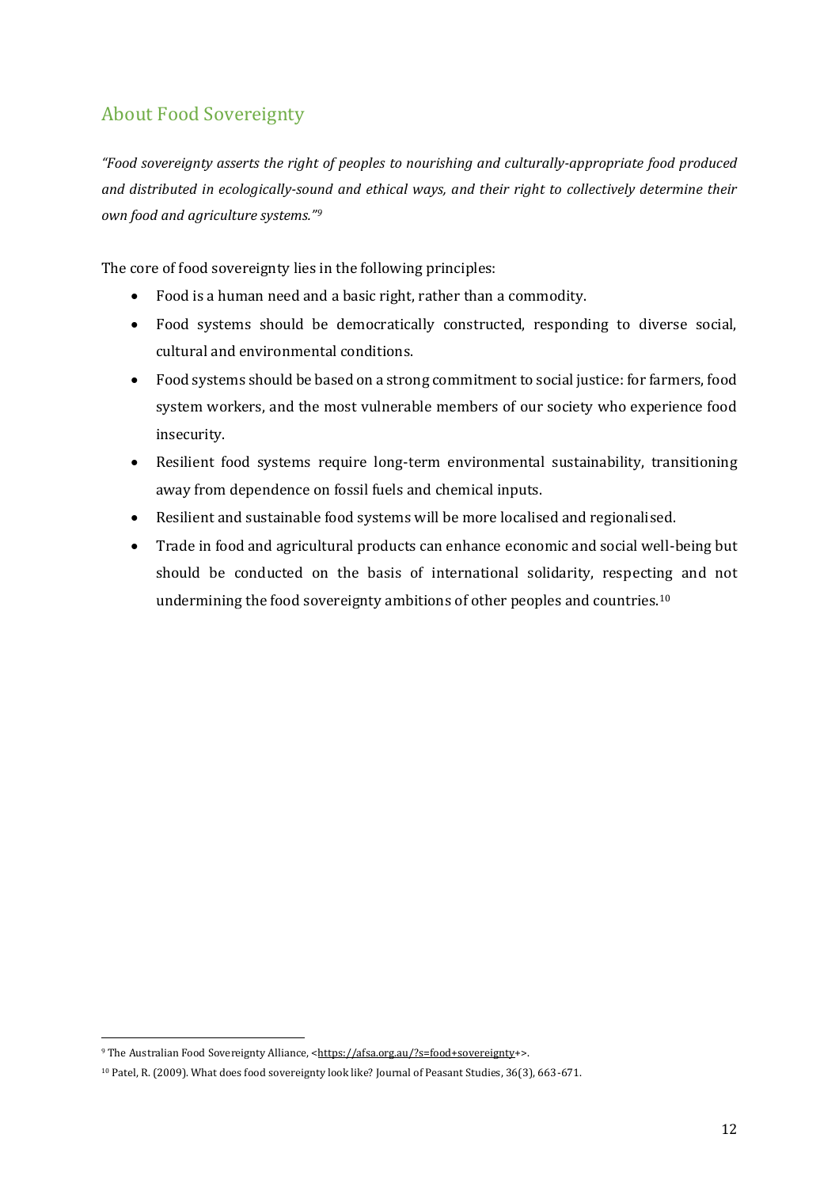## About Food Sovereignty

*"Food sovereignty asserts the right of peoples to nourishing and culturally-appropriate food produced and distributed in ecologically-sound and ethical ways, and their right to collectively determine their own food and agriculture systems."*[9]

The core of food sovereignty lies in the following principles:

- Food is a human need and a basic right, rather than a commodity.
- Food systems should be democratically constructed, responding to diverse social, cultural and environmental conditions.
- Food systems should be based on a strong commitment to social justice: for farmers, food system workers, and the most vulnerable members of our society who experience food insecurity.
- Resilient food systems require long-term environmental sustainability, transitioning away from dependence on fossil fuels and chemical inputs.
- Resilient and sustainable food systems will be more localised and regionalised.
- Trade in food and agricultural products can enhance economic and social well-being but should be conducted on the basis of international solidarity, respecting and not undermining the food sovereignty ambitions of other peoples and countries.[10]

---

[9] The Australian Food Sovereignty Alliance, <https://afsa.org.au/?s=food+sovereignty+>.

[10] Patel, R. (2009). What does food sovereignty look like? Journal of Peasant Studies, 36(3), 663-671.